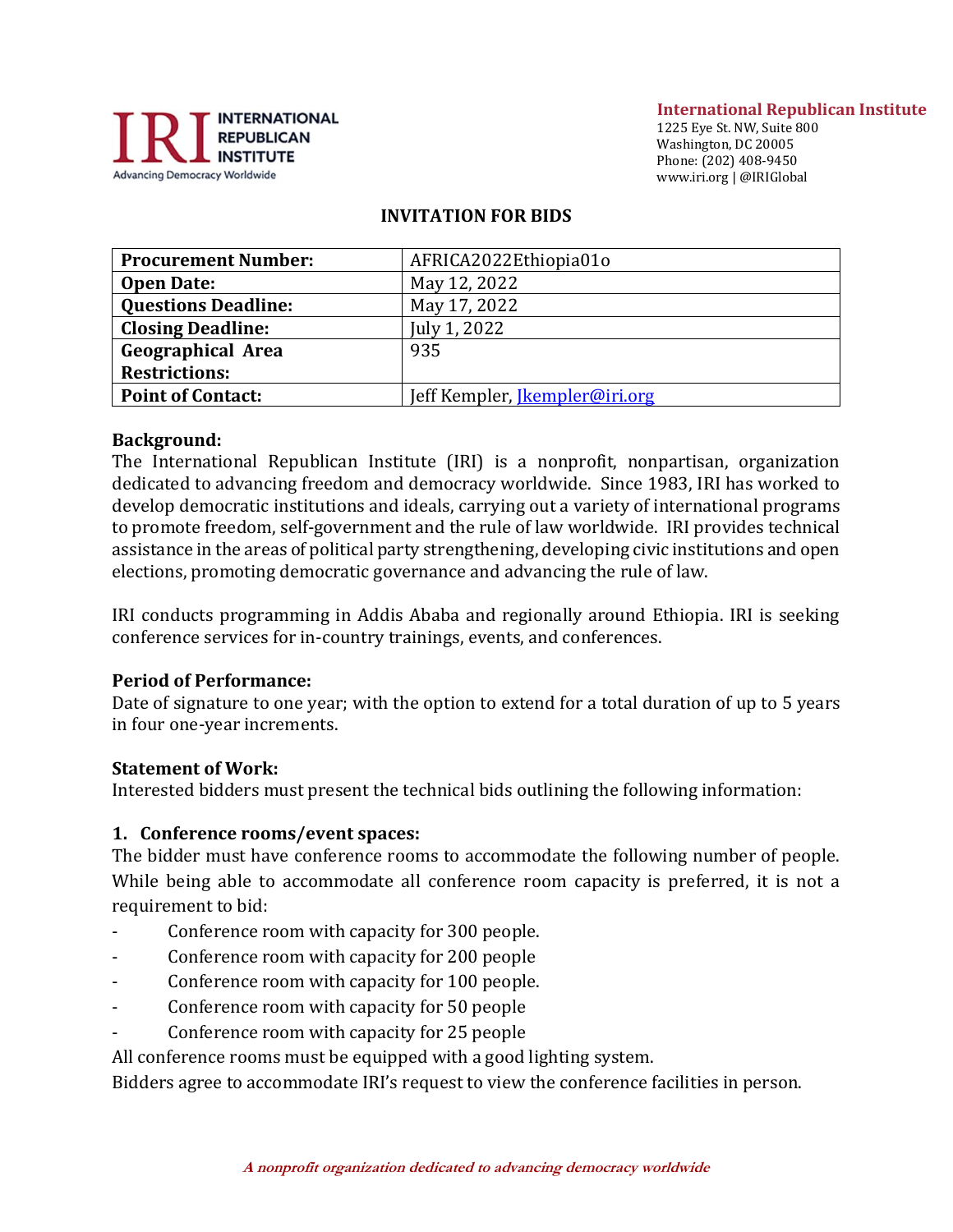**International Republican Institute**
1225 Eye St. NW, Suite 800
Washington, DC 20005
Phone: (202) 408-9450
www.iri.org | @IRIGlobal

# INVITATION FOR BIDS

| | |
|---|---|
| **Procurement Number:** | AFRICA2022Ethiopia01o |
| **Open Date:** | May 12, 2022 |
| **Questions Deadline:** | May 17, 2022 |
| **Closing Deadline:** | July 1, 2022 |
| **Geographical Area Restrictions:** | 935 |
| **Point of Contact:** | Jeff Kempler, Jkempler@iri.org |

**Background:**
The International Republican Institute (IRI) is a nonprofit, nonpartisan, organization dedicated to advancing freedom and democracy worldwide. Since 1983, IRI has worked to develop democratic institutions and ideals, carrying out a variety of international programs to promote freedom, self-government and the rule of law worldwide. IRI provides technical assistance in the areas of political party strengthening, developing civic institutions and open elections, promoting democratic governance and advancing the rule of law.

IRI conducts programming in Addis Ababa and regionally around Ethiopia. IRI is seeking conference services for in-country trainings, events, and conferences.

**Period of Performance:**
Date of signature to one year; with the option to extend for a total duration of up to 5 years in four one-year increments.

**Statement of Work:**
Interested bidders must present the technical bids outlining the following information:

**1. Conference rooms/event spaces:**
The bidder must have conference rooms to accommodate the following number of people. While being able to accommodate all conference room capacity is preferred, it is not a requirement to bid:

- Conference room with capacity for 300 people.
- Conference room with capacity for 200 people
- Conference room with capacity for 100 people.
- Conference room with capacity for 50 people
- Conference room with capacity for 25 people

All conference rooms must be equipped with a good lighting system.
Bidders agree to accommodate IRI's request to view the conference facilities in person.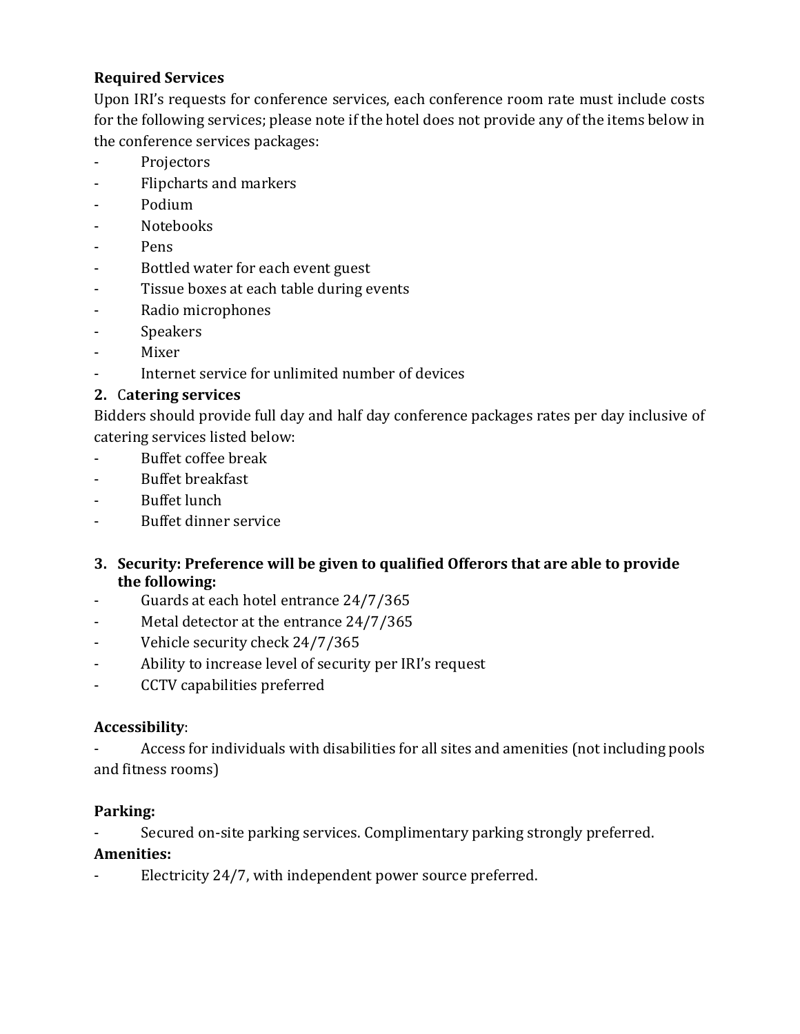**Required Services**

Upon IRI's requests for conference services, each conference room rate must include costs for the following services; please note if the hotel does not provide any of the items below in the conference services packages:

- Projectors
- Flipcharts and markers
- Podium
- Notebooks
- Pens
- Bottled water for each event guest
- Tissue boxes at each table during events
- Radio microphones
- Speakers
- Mixer
- Internet service for unlimited number of devices

**2. Catering services**

Bidders should provide full day and half day conference packages rates per day inclusive of catering services listed below:

- Buffet coffee break
- Buffet breakfast
- Buffet lunch
- Buffet dinner service

**3. Security: Preference will be given to qualified Offerors that are able to provide the following:**

- Guards at each hotel entrance 24/7/365
- Metal detector at the entrance 24/7/365
- Vehicle security check 24/7/365
- Ability to increase level of security per IRI's request
- CCTV capabilities preferred

**Accessibility**:

- Access for individuals with disabilities for all sites and amenities (not including pools and fitness rooms)

**Parking:**

- Secured on-site parking services. Complimentary parking strongly preferred.

**Amenities:**

- Electricity 24/7, with independent power source preferred.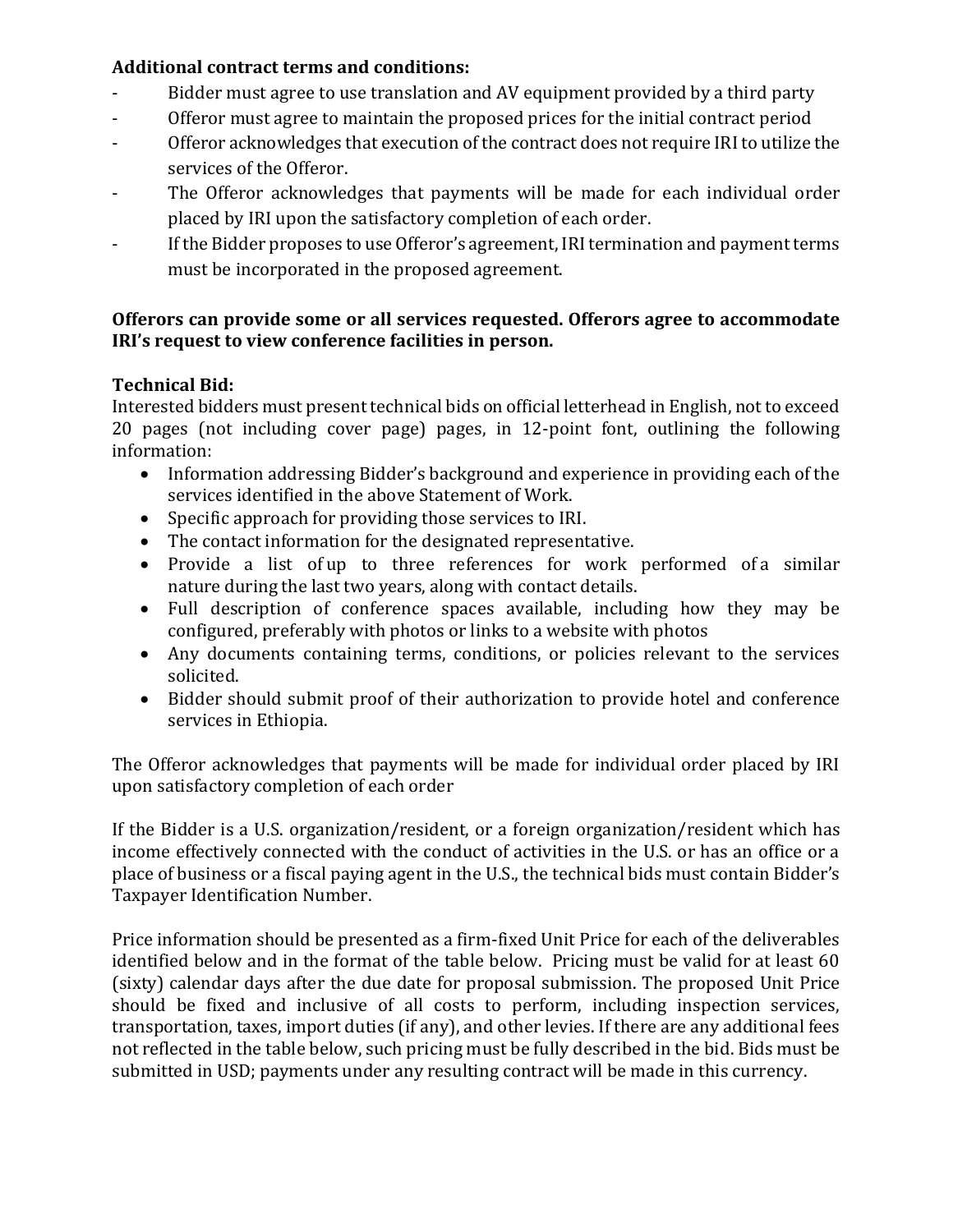**Additional contract terms and conditions:**

- Bidder must agree to use translation and AV equipment provided by a third party
- Offeror must agree to maintain the proposed prices for the initial contract period
- Offeror acknowledges that execution of the contract does not require IRI to utilize the services of the Offeror.
- The Offeror acknowledges that payments will be made for each individual order placed by IRI upon the satisfactory completion of each order.
- If the Bidder proposes to use Offeror's agreement, IRI termination and payment terms must be incorporated in the proposed agreement.

**Offerors can provide some or all services requested. Offerors agree to accommodate IRI's request to view conference facilities in person.**

**Technical Bid:**

Interested bidders must present technical bids on official letterhead in English, not to exceed 20 pages (not including cover page) pages, in 12-point font, outlining the following information:

- Information addressing Bidder's background and experience in providing each of the services identified in the above Statement of Work.
- Specific approach for providing those services to IRI.
- The contact information for the designated representative.
- Provide a list of up to three references for work performed of a similar nature during the last two years, along with contact details.
- Full description of conference spaces available, including how they may be configured, preferably with photos or links to a website with photos
- Any documents containing terms, conditions, or policies relevant to the services solicited.
- Bidder should submit proof of their authorization to provide hotel and conference services in Ethiopia.

The Offeror acknowledges that payments will be made for individual order placed by IRI upon satisfactory completion of each order

If the Bidder is a U.S. organization/resident, or a foreign organization/resident which has income effectively connected with the conduct of activities in the U.S. or has an office or a place of business or a fiscal paying agent in the U.S., the technical bids must contain Bidder's Taxpayer Identification Number.

Price information should be presented as a firm-fixed Unit Price for each of the deliverables identified below and in the format of the table below. Pricing must be valid for at least 60 (sixty) calendar days after the due date for proposal submission. The proposed Unit Price should be fixed and inclusive of all costs to perform, including inspection services, transportation, taxes, import duties (if any), and other levies. If there are any additional fees not reflected in the table below, such pricing must be fully described in the bid. Bids must be submitted in USD; payments under any resulting contract will be made in this currency.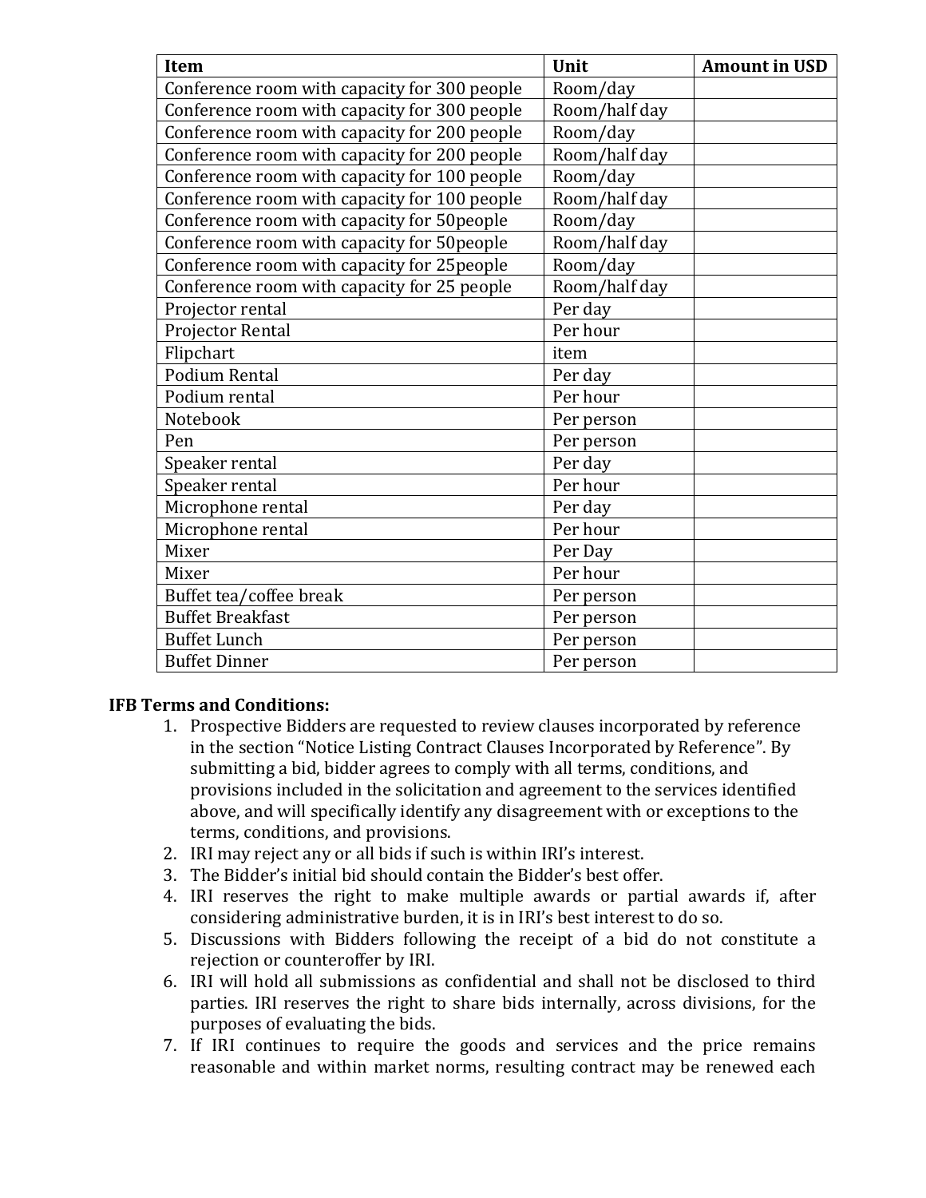| Item | Unit | Amount in USD |
|---|---|---|
| Conference room with capacity for 300 people | Room/day | |
| Conference room with capacity for 300 people | Room/half day | |
| Conference room with capacity for 200 people | Room/day | |
| Conference room with capacity for 200 people | Room/half day | |
| Conference room with capacity for 100 people | Room/day | |
| Conference room with capacity for 100 people | Room/half day | |
| Conference room with capacity for 50people | Room/day | |
| Conference room with capacity for 50people | Room/half day | |
| Conference room with capacity for 25people | Room/day | |
| Conference room with capacity for 25 people | Room/half day | |
| Projector rental | Per day | |
| Projector Rental | Per hour | |
| Flipchart | item | |
| Podium Rental | Per day | |
| Podium rental | Per hour | |
| Notebook | Per person | |
| Pen | Per person | |
| Speaker rental | Per day | |
| Speaker rental | Per hour | |
| Microphone rental | Per day | |
| Microphone rental | Per hour | |
| Mixer | Per Day | |
| Mixer | Per hour | |
| Buffet tea/coffee break | Per person | |
| Buffet Breakfast | Per person | |
| Buffet Lunch | Per person | |
| Buffet Dinner | Per person | |

**IFB Terms and Conditions:**

1. Prospective Bidders are requested to review clauses incorporated by reference in the section "Notice Listing Contract Clauses Incorporated by Reference". By submitting a bid, bidder agrees to comply with all terms, conditions, and provisions included in the solicitation and agreement to the services identified above, and will specifically identify any disagreement with or exceptions to the terms, conditions, and provisions.
2. IRI may reject any or all bids if such is within IRI's interest.
3. The Bidder's initial bid should contain the Bidder's best offer.
4. IRI reserves the right to make multiple awards or partial awards if, after considering administrative burden, it is in IRI's best interest to do so.
5. Discussions with Bidders following the receipt of a bid do not constitute a rejection or counteroffer by IRI.
6. IRI will hold all submissions as confidential and shall not be disclosed to third parties. IRI reserves the right to share bids internally, across divisions, for the purposes of evaluating the bids.
7. If IRI continues to require the goods and services and the price remains reasonable and within market norms, resulting contract may be renewed each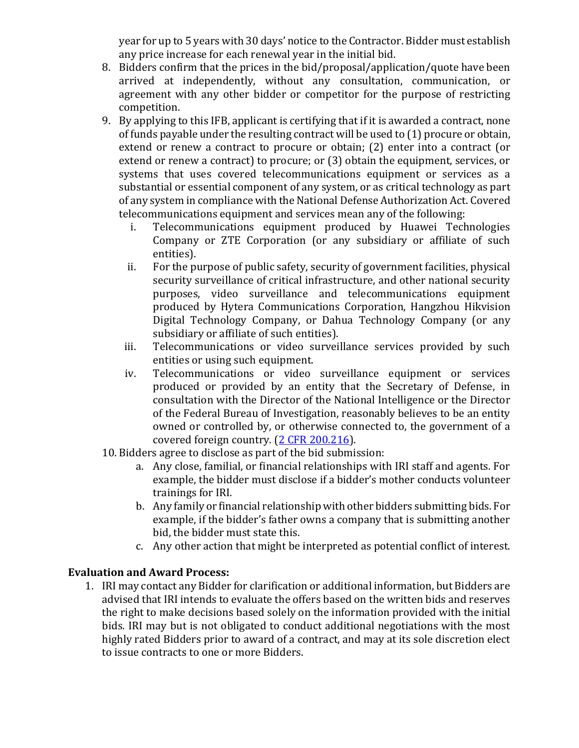year for up to 5 years with 30 days' notice to the Contractor. Bidder must establish any price increase for each renewal year in the initial bid.

8. Bidders confirm that the prices in the bid/proposal/application/quote have been arrived at independently, without any consultation, communication, or agreement with any other bidder or competitor for the purpose of restricting competition.
9. By applying to this IFB, applicant is certifying that if it is awarded a contract, none of funds payable under the resulting contract will be used to (1) procure or obtain, extend or renew a contract to procure or obtain; (2) enter into a contract (or extend or renew a contract) to procure; or (3) obtain the equipment, services, or systems that uses covered telecommunications equipment or services as a substantial or essential component of any system, or as critical technology as part of any system in compliance with the National Defense Authorization Act. Covered telecommunications equipment and services mean any of the following:
   i. Telecommunications equipment produced by Huawei Technologies Company or ZTE Corporation (or any subsidiary or affiliate of such entities).
   ii. For the purpose of public safety, security of government facilities, physical security surveillance of critical infrastructure, and other national security purposes, video surveillance and telecommunications equipment produced by Hytera Communications Corporation, Hangzhou Hikvision Digital Technology Company, or Dahua Technology Company (or any subsidiary or affiliate of such entities).
   iii. Telecommunications or video surveillance services provided by such entities or using such equipment.
   iv. Telecommunications or video surveillance equipment or services produced or provided by an entity that the Secretary of Defense, in consultation with the Director of the National Intelligence or the Director of the Federal Bureau of Investigation, reasonably believes to be an entity owned or controlled by, or otherwise connected to, the government of a covered foreign country. (2 CFR 200.216).
10. Bidders agree to disclose as part of the bid submission:
    a. Any close, familial, or financial relationships with IRI staff and agents. For example, the bidder must disclose if a bidder's mother conducts volunteer trainings for IRI.
    b. Any family or financial relationship with other bidders submitting bids. For example, if the bidder's father owns a company that is submitting another bid, the bidder must state this.
    c. Any other action that might be interpreted as potential conflict of interest.

**Evaluation and Award Process:**

1. IRI may contact any Bidder for clarification or additional information, but Bidders are advised that IRI intends to evaluate the offers based on the written bids and reserves the right to make decisions based solely on the information provided with the initial bids. IRI may but is not obligated to conduct additional negotiations with the most highly rated Bidders prior to award of a contract, and may at its sole discretion elect to issue contracts to one or more Bidders.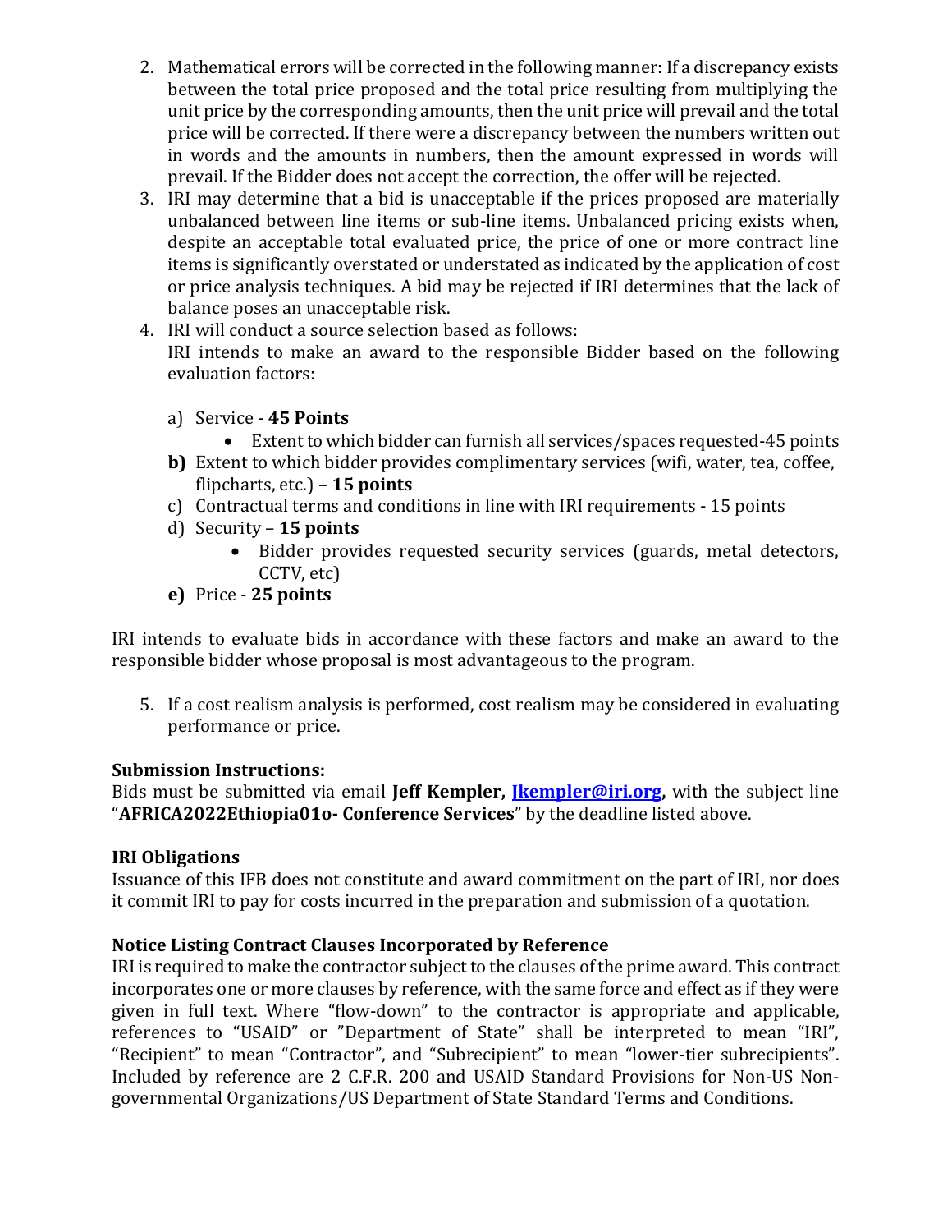2. Mathematical errors will be corrected in the following manner: If a discrepancy exists between the total price proposed and the total price resulting from multiplying the unit price by the corresponding amounts, then the unit price will prevail and the total price will be corrected. If there were a discrepancy between the numbers written out in words and the amounts in numbers, then the amount expressed in words will prevail. If the Bidder does not accept the correction, the offer will be rejected.
3. IRI may determine that a bid is unacceptable if the prices proposed are materially unbalanced between line items or sub-line items. Unbalanced pricing exists when, despite an acceptable total evaluated price, the price of one or more contract line items is significantly overstated or understated as indicated by the application of cost or price analysis techniques. A bid may be rejected if IRI determines that the lack of balance poses an unacceptable risk.
4. IRI will conduct a source selection based as follows:
   IRI intends to make an award to the responsible Bidder based on the following evaluation factors:

   a) Service - **45 Points**
      - Extent to which bidder can furnish all services/spaces requested-45 points

   **b)** Extent to which bidder provides complimentary services (wifi, water, tea, coffee, flipcharts, etc.) – **15 points**

   c) Contractual terms and conditions in line with IRI requirements - 15 points

   d) Security – **15 points**
      - Bidder provides requested security services (guards, metal detectors, CCTV, etc)

   **e)** Price - **25 points**

IRI intends to evaluate bids in accordance with these factors and make an award to the responsible bidder whose proposal is most advantageous to the program.

5. If a cost realism analysis is performed, cost realism may be considered in evaluating performance or price.

**Submission Instructions:**
Bids must be submitted via email **Jeff Kempler, Jkempler@iri.org,** with the subject line "**AFRICA2022Ethiopia01o- Conference Services**" by the deadline listed above.

**IRI Obligations**
Issuance of this IFB does not constitute and award commitment on the part of IRI, nor does it commit IRI to pay for costs incurred in the preparation and submission of a quotation.

**Notice Listing Contract Clauses Incorporated by Reference**
IRI is required to make the contractor subject to the clauses of the prime award. This contract incorporates one or more clauses by reference, with the same force and effect as if they were given in full text. Where "flow-down" to the contractor is appropriate and applicable, references to "USAID" or "Department of State" shall be interpreted to mean "IRI", "Recipient" to mean "Contractor", and "Subrecipient" to mean "lower-tier subrecipients". Included by reference are 2 C.F.R. 200 and USAID Standard Provisions for Non-US Non-governmental Organizations/US Department of State Standard Terms and Conditions.